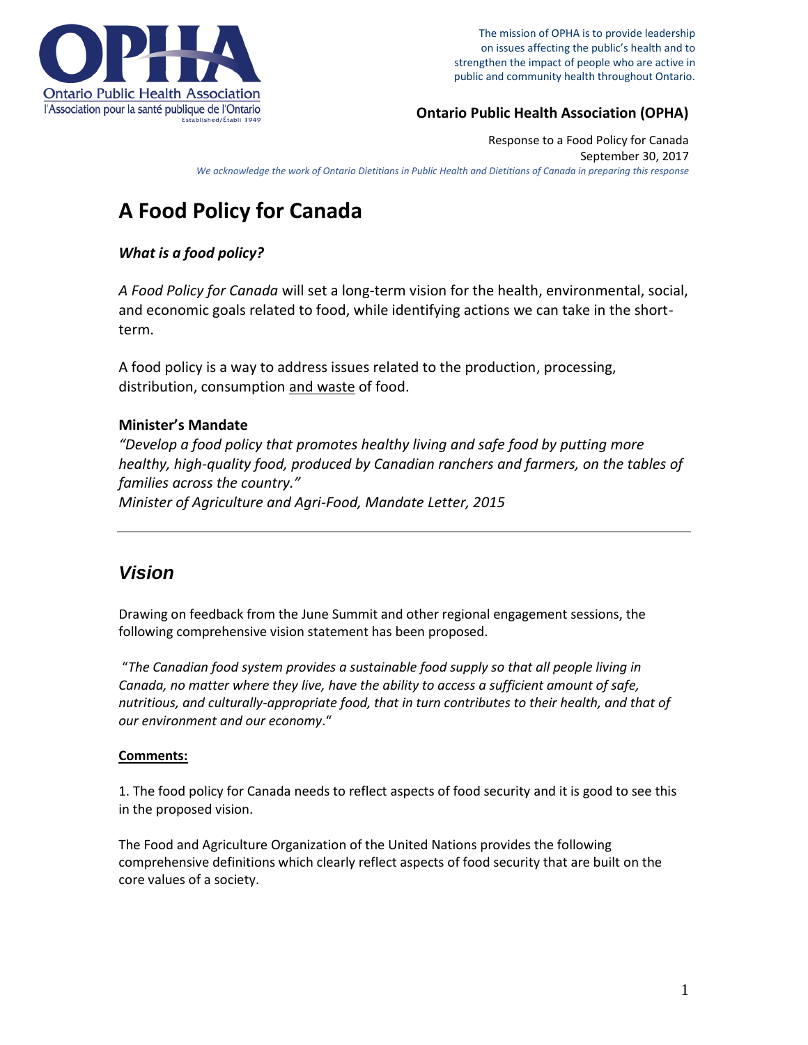The mission of OPHA is to provide leadership on issues affecting the public's health and to strengthen the impact of people who are active in public and community health throughout Ontario.

**Ontario Public Health Association (OPHA)**

Response to a Food Policy for Canada
September 30, 2017

*We acknowledge the work of Ontario Dietitians in Public Health and Dietitians of Canada in preparing this response*

# A Food Policy for Canada

***What is a food policy?***

*A Food Policy for Canada* will set a long-term vision for the health, environmental, social, and economic goals related to food, while identifying actions we can take in the short-term.

A food policy is a way to address issues related to the production, processing, distribution, consumption <u>and waste</u> of food.

**Minister's Mandate**

*"Develop a food policy that promotes healthy living and safe food by putting more healthy, high-quality food, produced by Canadian ranchers and farmers, on the tables of families across the country."*
*Minister of Agriculture and Agri-Food, Mandate Letter, 2015*

---

## *Vision*

Drawing on feedback from the June Summit and other regional engagement sessions, the following comprehensive vision statement has been proposed.

"*The Canadian food system provides a sustainable food supply so that all people living in Canada, no matter where they live, have the ability to access a sufficient amount of safe, nutritious, and culturally-appropriate food, that in turn contributes to their health, and that of our environment and our economy*."

**<u>Comments:</u>**

1. The food policy for Canada needs to reflect aspects of food security and it is good to see this in the proposed vision.

The Food and Agriculture Organization of the United Nations provides the following comprehensive definitions which clearly reflect aspects of food security that are built on the core values of a society.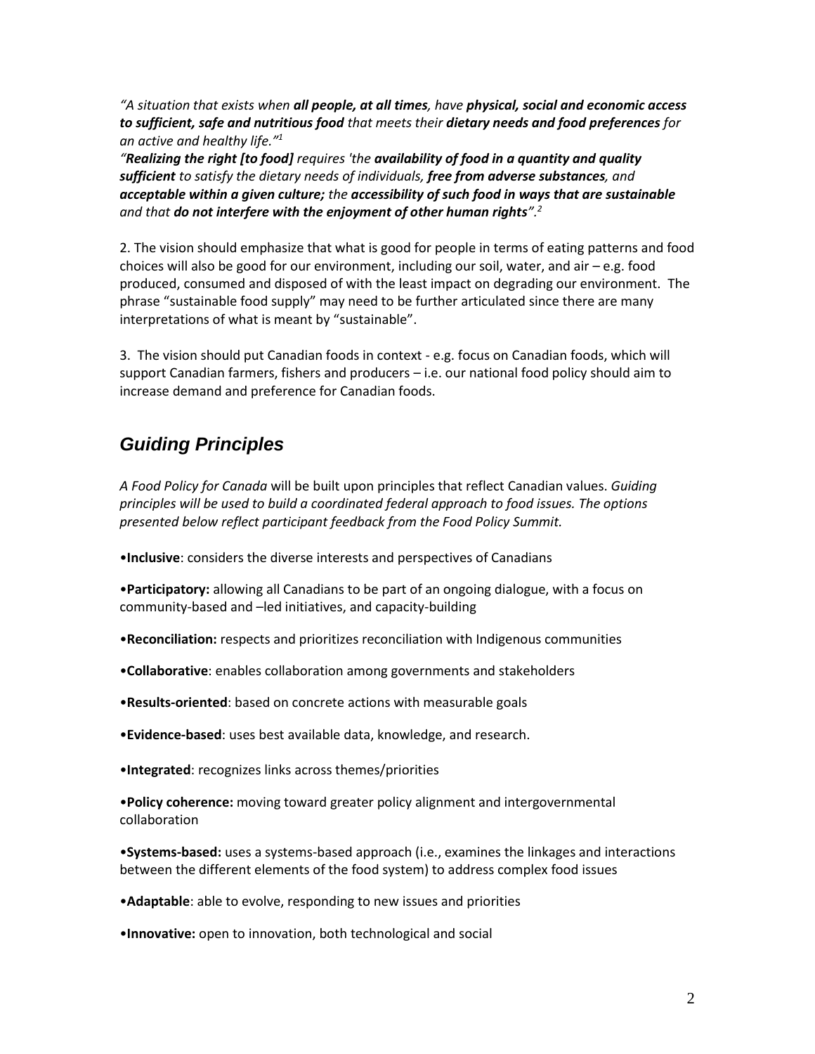*"A situation that exists when **all people, at all times**, have **physical, social and economic access to sufficient, safe and nutritious food** that meets their **dietary needs and food preferences** for an active and healthy life."[1]*

*"**Realizing the right [to food]** requires 'the **availability of food in a quantity and quality sufficient** to satisfy the dietary needs of individuals, **free from adverse substances**, and **acceptable within a given culture;** the **accessibility of such food in ways that are sustainable** and that **do not interfere with the enjoyment of other human rights**".[2]*

2. The vision should emphasize that what is good for people in terms of eating patterns and food choices will also be good for our environment, including our soil, water, and air – e.g. food produced, consumed and disposed of with the least impact on degrading our environment. The phrase "sustainable food supply" may need to be further articulated since there are many interpretations of what is meant by "sustainable".

3. The vision should put Canadian foods in context - e.g. focus on Canadian foods, which will support Canadian farmers, fishers and producers – i.e. our national food policy should aim to increase demand and preference for Canadian foods.

## *Guiding Principles*

*A Food Policy for Canada* will be built upon principles that reflect Canadian values. *Guiding principles will be used to build a coordinated federal approach to food issues. The options presented below reflect participant feedback from the Food Policy Summit.*

- **Inclusive**: considers the diverse interests and perspectives of Canadians
- **Participatory:** allowing all Canadians to be part of an ongoing dialogue, with a focus on community-based and –led initiatives, and capacity-building
- **Reconciliation:** respects and prioritizes reconciliation with Indigenous communities
- **Collaborative**: enables collaboration among governments and stakeholders
- **Results-oriented**: based on concrete actions with measurable goals
- **Evidence-based**: uses best available data, knowledge, and research.
- **Integrated**: recognizes links across themes/priorities
- **Policy coherence:** moving toward greater policy alignment and intergovernmental collaboration
- **Systems-based:** uses a systems-based approach (i.e., examines the linkages and interactions between the different elements of the food system) to address complex food issues
- **Adaptable**: able to evolve, responding to new issues and priorities
- **Innovative:** open to innovation, both technological and social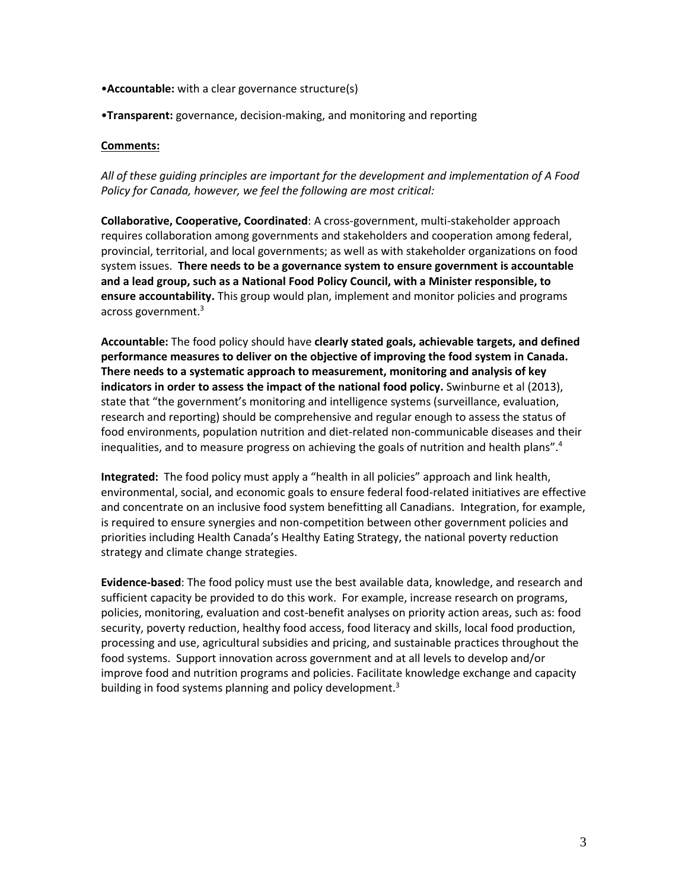•**Accountable:** with a clear governance structure(s)

•**Transparent:** governance, decision-making, and monitoring and reporting

**Comments:**

*All of these guiding principles are important for the development and implementation of A Food Policy for Canada, however, we feel the following are most critical:*

**Collaborative, Cooperative, Coordinated**: A cross-government, multi-stakeholder approach requires collaboration among governments and stakeholders and cooperation among federal, provincial, territorial, and local governments; as well as with stakeholder organizations on food system issues. **There needs to be a governance system to ensure government is accountable and a lead group, such as a National Food Policy Council, with a Minister responsible, to ensure accountability.** This group would plan, implement and monitor policies and programs across government.[3]

**Accountable:** The food policy should have **clearly stated goals, achievable targets, and defined performance measures to deliver on the objective of improving the food system in Canada. There needs to a systematic approach to measurement, monitoring and analysis of key indicators in order to assess the impact of the national food policy.** Swinburne et al (2013), state that "the government's monitoring and intelligence systems (surveillance, evaluation, research and reporting) should be comprehensive and regular enough to assess the status of food environments, population nutrition and diet-related non-communicable diseases and their inequalities, and to measure progress on achieving the goals of nutrition and health plans".[4]

**Integrated:** The food policy must apply a "health in all policies" approach and link health, environmental, social, and economic goals to ensure federal food-related initiatives are effective and concentrate on an inclusive food system benefitting all Canadians. Integration, for example, is required to ensure synergies and non-competition between other government policies and priorities including Health Canada's Healthy Eating Strategy, the national poverty reduction strategy and climate change strategies.

**Evidence-based**: The food policy must use the best available data, knowledge, and research and sufficient capacity be provided to do this work. For example, increase research on programs, policies, monitoring, evaluation and cost-benefit analyses on priority action areas, such as: food security, poverty reduction, healthy food access, food literacy and skills, local food production, processing and use, agricultural subsidies and pricing, and sustainable practices throughout the food systems. Support innovation across government and at all levels to develop and/or improve food and nutrition programs and policies. Facilitate knowledge exchange and capacity building in food systems planning and policy development.[3]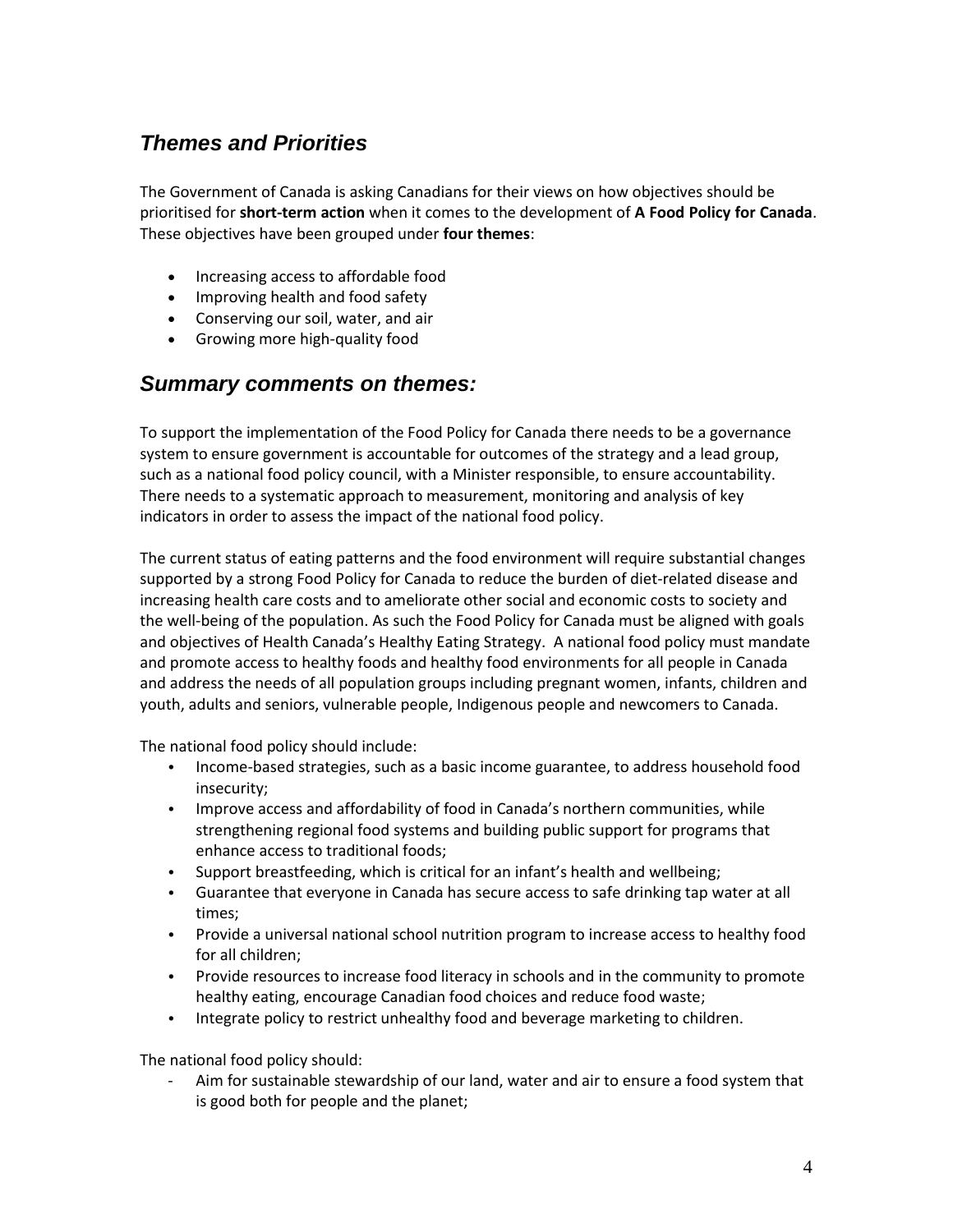## *Themes and Priorities*

The Government of Canada is asking Canadians for their views on how objectives should be prioritised for **short-term action** when it comes to the development of **A Food Policy for Canada**. These objectives have been grouped under **four themes**:

- Increasing access to affordable food
- Improving health and food safety
- Conserving our soil, water, and air
- Growing more high-quality food

## *Summary comments on themes:*

To support the implementation of the Food Policy for Canada there needs to be a governance system to ensure government is accountable for outcomes of the strategy and a lead group, such as a national food policy council, with a Minister responsible, to ensure accountability. There needs to a systematic approach to measurement, monitoring and analysis of key indicators in order to assess the impact of the national food policy.

The current status of eating patterns and the food environment will require substantial changes supported by a strong Food Policy for Canada to reduce the burden of diet-related disease and increasing health care costs and to ameliorate other social and economic costs to society and the well-being of the population. As such the Food Policy for Canada must be aligned with goals and objectives of Health Canada's Healthy Eating Strategy. A national food policy must mandate and promote access to healthy foods and healthy food environments for all people in Canada and address the needs of all population groups including pregnant women, infants, children and youth, adults and seniors, vulnerable people, Indigenous people and newcomers to Canada.

The national food policy should include:

- Income-based strategies, such as a basic income guarantee, to address household food insecurity;
- Improve access and affordability of food in Canada's northern communities, while strengthening regional food systems and building public support for programs that enhance access to traditional foods;
- Support breastfeeding, which is critical for an infant's health and wellbeing;
- Guarantee that everyone in Canada has secure access to safe drinking tap water at all times;
- Provide a universal national school nutrition program to increase access to healthy food for all children;
- Provide resources to increase food literacy in schools and in the community to promote healthy eating, encourage Canadian food choices and reduce food waste;
- Integrate policy to restrict unhealthy food and beverage marketing to children.

The national food policy should:

- Aim for sustainable stewardship of our land, water and air to ensure a food system that is good both for people and the planet;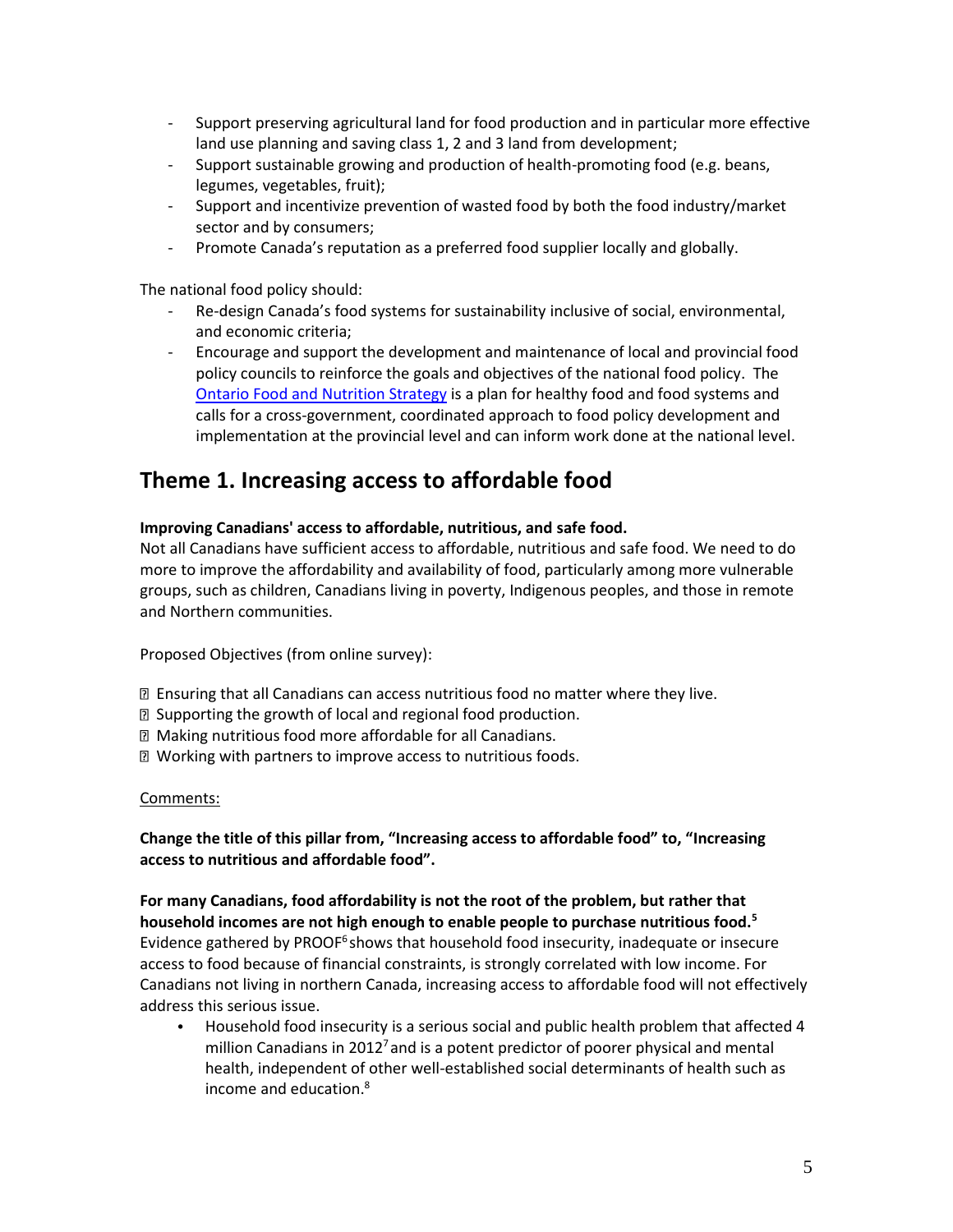- Support preserving agricultural land for food production and in particular more effective land use planning and saving class 1, 2 and 3 land from development;
- Support sustainable growing and production of health-promoting food (e.g. beans, legumes, vegetables, fruit);
- Support and incentivize prevention of wasted food by both the food industry/market sector and by consumers;
- Promote Canada's reputation as a preferred food supplier locally and globally.

The national food policy should:

- Re-design Canada's food systems for sustainability inclusive of social, environmental, and economic criteria;
- Encourage and support the development and maintenance of local and provincial food policy councils to reinforce the goals and objectives of the national food policy. The Ontario Food and Nutrition Strategy is a plan for healthy food and food systems and calls for a cross-government, coordinated approach to food policy development and implementation at the provincial level and can inform work done at the national level.

## Theme 1. Increasing access to affordable food

**Improving Canadians' access to affordable, nutritious, and safe food.**
Not all Canadians have sufficient access to affordable, nutritious and safe food. We need to do more to improve the affordability and availability of food, particularly among more vulnerable groups, such as children, Canadians living in poverty, Indigenous peoples, and those in remote and Northern communities.

Proposed Objectives (from online survey):

- Ensuring that all Canadians can access nutritious food no matter where they live.
- Supporting the growth of local and regional food production.
- Making nutritious food more affordable for all Canadians.
- Working with partners to improve access to nutritious foods.

Comments:

**Change the title of this pillar from, "Increasing access to affordable food" to, "Increasing access to nutritious and affordable food".**

**For many Canadians, food affordability is not the root of the problem, but rather that household incomes are not high enough to enable people to purchase nutritious food.[5]**
Evidence gathered by PROOF[6] shows that household food insecurity, inadequate or insecure access to food because of financial constraints, is strongly correlated with low income. For Canadians not living in northern Canada, increasing access to affordable food will not effectively address this serious issue.

- Household food insecurity is a serious social and public health problem that affected 4 million Canadians in 2012[7] and is a potent predictor of poorer physical and mental health, independent of other well-established social determinants of health such as income and education.[8]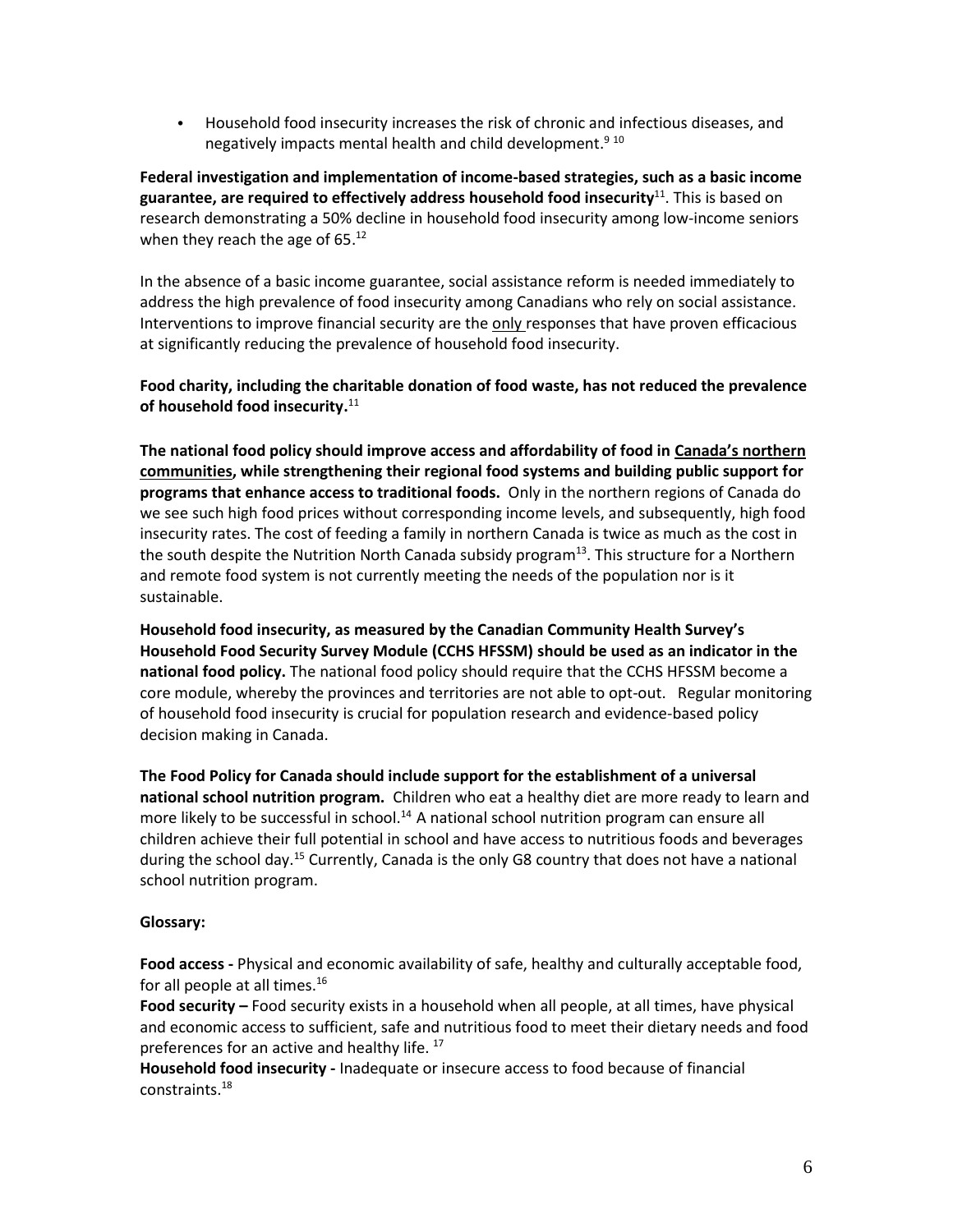- Household food insecurity increases the risk of chronic and infectious diseases, and negatively impacts mental health and child development.[9] [10]

**Federal investigation and implementation of income-based strategies, such as a basic income guarantee, are required to effectively address household food insecurity**[11]. This is based on research demonstrating a 50% decline in household food insecurity among low-income seniors when they reach the age of 65.[12]

In the absence of a basic income guarantee, social assistance reform is needed immediately to address the high prevalence of food insecurity among Canadians who rely on social assistance. Interventions to improve financial security are the <u>only</u> responses that have proven efficacious at significantly reducing the prevalence of household food insecurity.

**Food charity, including the charitable donation of food waste, has not reduced the prevalence of household food insecurity.**[11]

**The national food policy should improve access and affordability of food in <u>Canada's northern communities</u>, while strengthening their regional food systems and building public support for programs that enhance access to traditional foods.** Only in the northern regions of Canada do we see such high food prices without corresponding income levels, and subsequently, high food insecurity rates. The cost of feeding a family in northern Canada is twice as much as the cost in the south despite the Nutrition North Canada subsidy program[13]. This structure for a Northern and remote food system is not currently meeting the needs of the population nor is it sustainable.

**Household food insecurity, as measured by the Canadian Community Health Survey's Household Food Security Survey Module (CCHS HFSSM) should be used as an indicator in the national food policy.** The national food policy should require that the CCHS HFSSM become a core module, whereby the provinces and territories are not able to opt-out. Regular monitoring of household food insecurity is crucial for population research and evidence-based policy decision making in Canada.

**The Food Policy for Canada should include support for the establishment of a universal national school nutrition program.** Children who eat a healthy diet are more ready to learn and more likely to be successful in school.[14] A national school nutrition program can ensure all children achieve their full potential in school and have access to nutritious foods and beverages during the school day.[15] Currently, Canada is the only G8 country that does not have a national school nutrition program.

**Glossary:**

**Food access -** Physical and economic availability of safe, healthy and culturally acceptable food, for all people at all times.[16]
**Food security –** Food security exists in a household when all people, at all times, have physical and economic access to sufficient, safe and nutritious food to meet their dietary needs and food preferences for an active and healthy life. [17]
**Household food insecurity -** Inadequate or insecure access to food because of financial constraints.[18]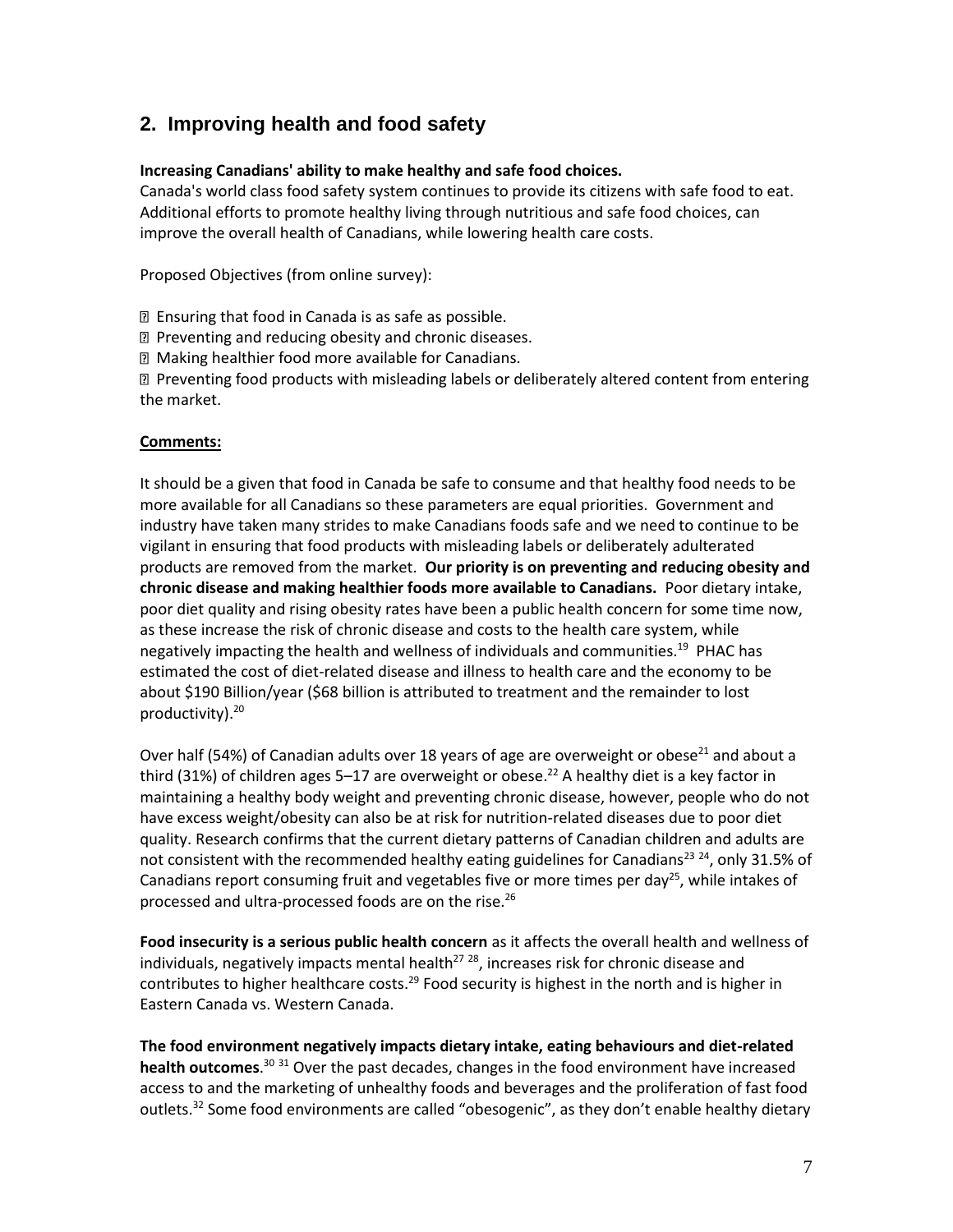## 2. Improving health and food safety

**Increasing Canadians' ability to make healthy and safe food choices.**
Canada's world class food safety system continues to provide its citizens with safe food to eat. Additional efforts to promote healthy living through nutritious and safe food choices, can improve the overall health of Canadians, while lowering health care costs.

Proposed Objectives (from online survey):

- Ensuring that food in Canada is as safe as possible.
- Preventing and reducing obesity and chronic diseases.
- Making healthier food more available for Canadians.
- Preventing food products with misleading labels or deliberately altered content from entering the market.

**<u>Comments:</u>**

It should be a given that food in Canada be safe to consume and that healthy food needs to be more available for all Canadians so these parameters are equal priorities. Government and industry have taken many strides to make Canadians foods safe and we need to continue to be vigilant in ensuring that food products with misleading labels or deliberately adulterated products are removed from the market. **Our priority is on preventing and reducing obesity and chronic disease and making healthier foods more available to Canadians.** Poor dietary intake, poor diet quality and rising obesity rates have been a public health concern for some time now, as these increase the risk of chronic disease and costs to the health care system, while negatively impacting the health and wellness of individuals and communities.[19] PHAC has estimated the cost of diet-related disease and illness to health care and the economy to be about $190 Billion/year ($68 billion is attributed to treatment and the remainder to lost productivity).[20]

Over half (54%) of Canadian adults over 18 years of age are overweight or obese[21] and about a third (31%) of children ages 5–17 are overweight or obese.[22] A healthy diet is a key factor in maintaining a healthy body weight and preventing chronic disease, however, people who do not have excess weight/obesity can also be at risk for nutrition-related diseases due to poor diet quality. Research confirms that the current dietary patterns of Canadian children and adults are not consistent with the recommended healthy eating guidelines for Canadians[23 24], only 31.5% of Canadians report consuming fruit and vegetables five or more times per day[25], while intakes of processed and ultra-processed foods are on the rise.[26]

**Food insecurity is a serious public health concern** as it affects the overall health and wellness of individuals, negatively impacts mental health[27 28], increases risk for chronic disease and contributes to higher healthcare costs.[29] Food security is highest in the north and is higher in Eastern Canada vs. Western Canada.

**The food environment negatively impacts dietary intake, eating behaviours and diet-related health outcomes**.[30 31] Over the past decades, changes in the food environment have increased access to and the marketing of unhealthy foods and beverages and the proliferation of fast food outlets.[32] Some food environments are called "obesogenic", as they don't enable healthy dietary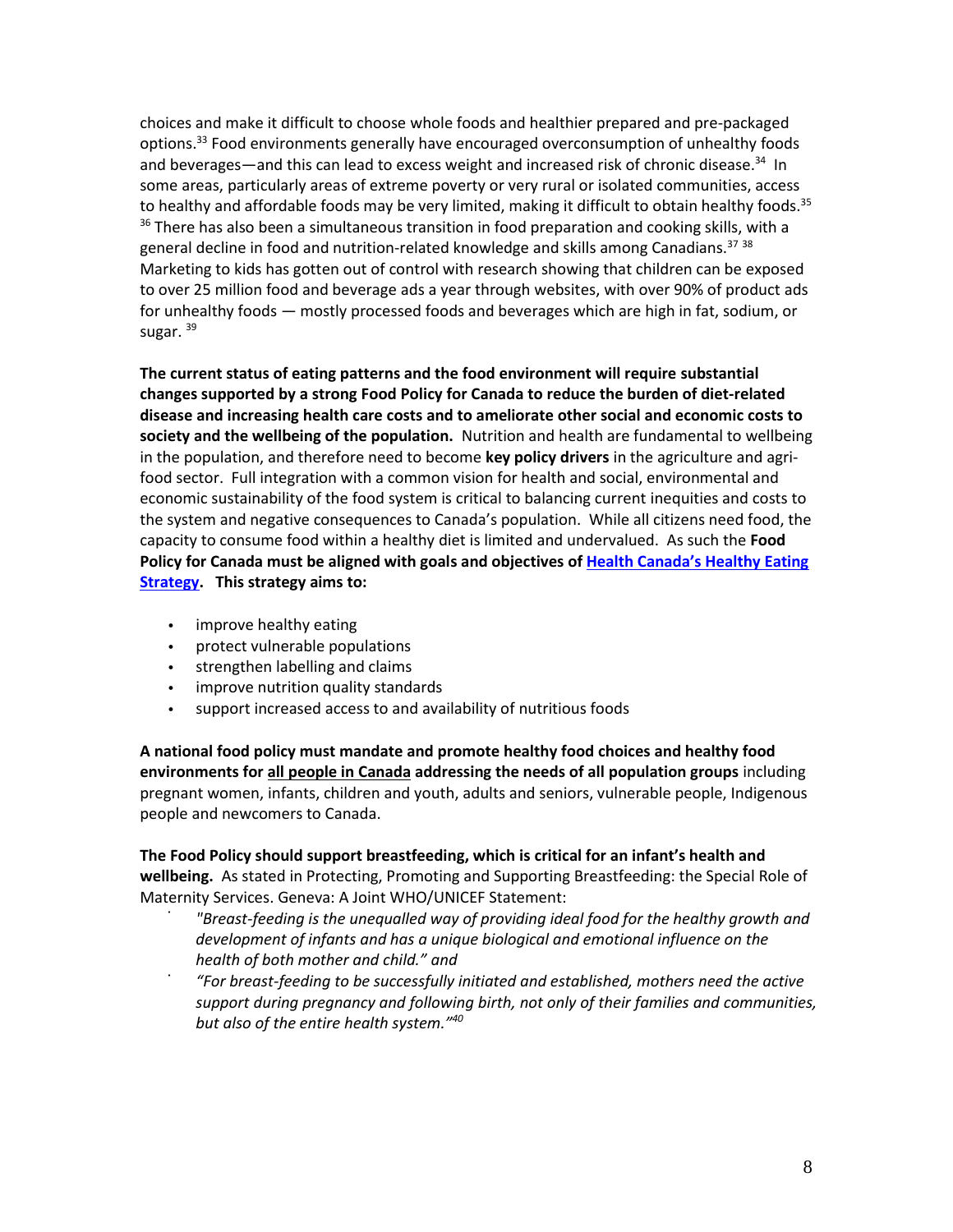choices and make it difficult to choose whole foods and healthier prepared and pre-packaged options.[33] Food environments generally have encouraged overconsumption of unhealthy foods and beverages—and this can lead to excess weight and increased risk of chronic disease.[34] In some areas, particularly areas of extreme poverty or very rural or isolated communities, access to healthy and affordable foods may be very limited, making it difficult to obtain healthy foods.[35] [36] There has also been a simultaneous transition in food preparation and cooking skills, with a general decline in food and nutrition-related knowledge and skills among Canadians.[37] [38] Marketing to kids has gotten out of control with research showing that children can be exposed to over 25 million food and beverage ads a year through websites, with over 90% of product ads for unhealthy foods — mostly processed foods and beverages which are high in fat, sodium, or sugar. [39]

**The current status of eating patterns and the food environment will require substantial changes supported by a strong Food Policy for Canada to reduce the burden of diet-related disease and increasing health care costs and to ameliorate other social and economic costs to society and the wellbeing of the population.** Nutrition and health are fundamental to wellbeing in the population, and therefore need to become **key policy drivers** in the agriculture and agri-food sector. Full integration with a common vision for health and social, environmental and economic sustainability of the food system is critical to balancing current inequities and costs to the system and negative consequences to Canada's population. While all citizens need food, the capacity to consume food within a healthy diet is limited and undervalued. As such the **Food Policy for Canada must be aligned with goals and objectives of Health Canada's Healthy Eating Strategy. This strategy aims to:**

- improve healthy eating
- protect vulnerable populations
- strengthen labelling and claims
- improve nutrition quality standards
- support increased access to and availability of nutritious foods

**A national food policy must mandate and promote healthy food choices and healthy food environments for all people in Canada addressing the needs of all population groups** including pregnant women, infants, children and youth, adults and seniors, vulnerable people, Indigenous people and newcomers to Canada.

**The Food Policy should support breastfeeding, which is critical for an infant's health and wellbeing.** As stated in Protecting, Promoting and Supporting Breastfeeding: the Special Role of Maternity Services. Geneva: A Joint WHO/UNICEF Statement:

- *"Breast-feeding is the unequalled way of providing ideal food for the healthy growth and development of infants and has a unique biological and emotional influence on the health of both mother and child." and*
- *"For breast-feeding to be successfully initiated and established, mothers need the active support during pregnancy and following birth, not only of their families and communities, but also of the entire health system."*[40]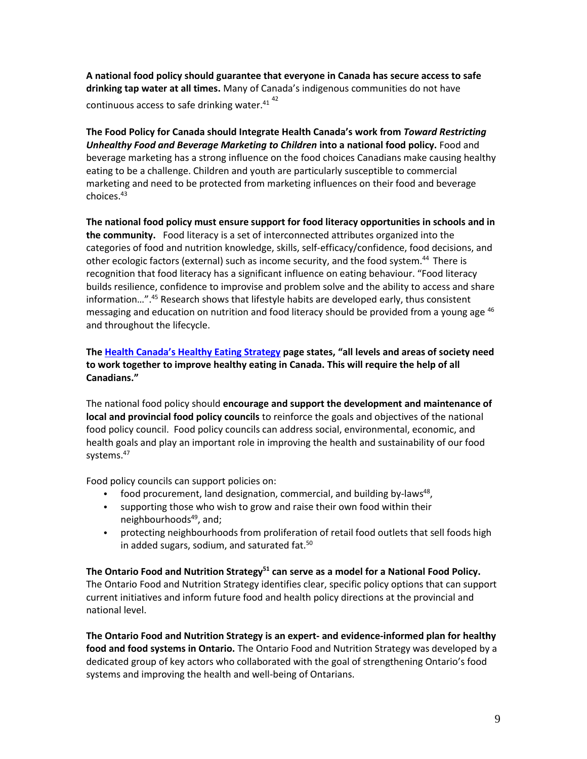**A national food policy should guarantee that everyone in Canada has secure access to safe drinking tap water at all times.** Many of Canada's indigenous communities do not have continuous access to safe drinking water.[41] [42]

**The Food Policy for Canada should Integrate Health Canada's work from *Toward Restricting Unhealthy Food and Beverage Marketing to Children* into a national food policy.** Food and beverage marketing has a strong influence on the food choices Canadians make causing healthy eating to be a challenge. Children and youth are particularly susceptible to commercial marketing and need to be protected from marketing influences on their food and beverage choices.[43]

**The national food policy must ensure support for food literacy opportunities in schools and in the community.** Food literacy is a set of interconnected attributes organized into the categories of food and nutrition knowledge, skills, self-efficacy/confidence, food decisions, and other ecologic factors (external) such as income security, and the food system.[44] There is recognition that food literacy has a significant influence on eating behaviour. "Food literacy builds resilience, confidence to improvise and problem solve and the ability to access and share information…".[45] Research shows that lifestyle habits are developed early, thus consistent messaging and education on nutrition and food literacy should be provided from a young age [46] and throughout the lifecycle.

**The [Health Canada's Healthy Eating Strategy](#) page states, "all levels and areas of society need to work together to improve healthy eating in Canada. This will require the help of all Canadians."**

The national food policy should **encourage and support the development and maintenance of local and provincial food policy councils** to reinforce the goals and objectives of the national food policy council. Food policy councils can address social, environmental, economic, and health goals and play an important role in improving the health and sustainability of our food systems.[47]

Food policy councils can support policies on:

- food procurement, land designation, commercial, and building by-laws[48],
- supporting those who wish to grow and raise their own food within their neighbourhoods[49], and;
- protecting neighbourhoods from proliferation of retail food outlets that sell foods high in added sugars, sodium, and saturated fat.[50]

**The Ontario Food and Nutrition Strategy[51] can serve as a model for a National Food Policy.** The Ontario Food and Nutrition Strategy identifies clear, specific policy options that can support current initiatives and inform future food and health policy directions at the provincial and national level.

**The Ontario Food and Nutrition Strategy is an expert- and evidence-informed plan for healthy food and food systems in Ontario.** The Ontario Food and Nutrition Strategy was developed by a dedicated group of key actors who collaborated with the goal of strengthening Ontario's food systems and improving the health and well-being of Ontarians.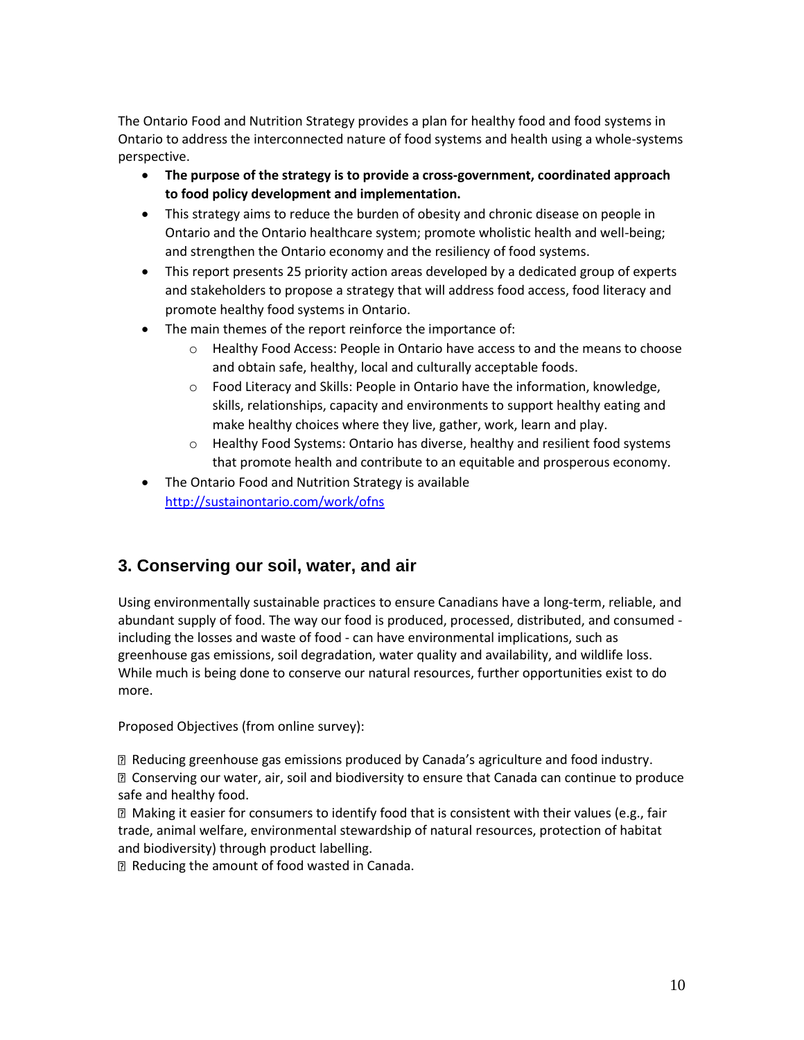The Ontario Food and Nutrition Strategy provides a plan for healthy food and food systems in Ontario to address the interconnected nature of food systems and health using a whole-systems perspective.

- **The purpose of the strategy is to provide a cross-government, coordinated approach to food policy development and implementation.**
- This strategy aims to reduce the burden of obesity and chronic disease on people in Ontario and the Ontario healthcare system; promote wholistic health and well-being; and strengthen the Ontario economy and the resiliency of food systems.
- This report presents 25 priority action areas developed by a dedicated group of experts and stakeholders to propose a strategy that will address food access, food literacy and promote healthy food systems in Ontario.
- The main themes of the report reinforce the importance of:
    - Healthy Food Access: People in Ontario have access to and the means to choose and obtain safe, healthy, local and culturally acceptable foods.
    - Food Literacy and Skills: People in Ontario have the information, knowledge, skills, relationships, capacity and environments to support healthy eating and make healthy choices where they live, gather, work, learn and play.
    - Healthy Food Systems: Ontario has diverse, healthy and resilient food systems that promote health and contribute to an equitable and prosperous economy.
- The Ontario Food and Nutrition Strategy is available [http://sustainontario.com/work/ofns](http://sustainontario.com/work/ofns)

## 3. Conserving our soil, water, and air

Using environmentally sustainable practices to ensure Canadians have a long-term, reliable, and abundant supply of food. The way our food is produced, processed, distributed, and consumed - including the losses and waste of food - can have environmental implications, such as greenhouse gas emissions, soil degradation, water quality and availability, and wildlife loss. While much is being done to conserve our natural resources, further opportunities exist to do more.

Proposed Objectives (from online survey):

- Reducing greenhouse gas emissions produced by Canada's agriculture and food industry.
- Conserving our water, air, soil and biodiversity to ensure that Canada can continue to produce safe and healthy food.
- Making it easier for consumers to identify food that is consistent with their values (e.g., fair trade, animal welfare, environmental stewardship of natural resources, protection of habitat and biodiversity) through product labelling.
- Reducing the amount of food wasted in Canada.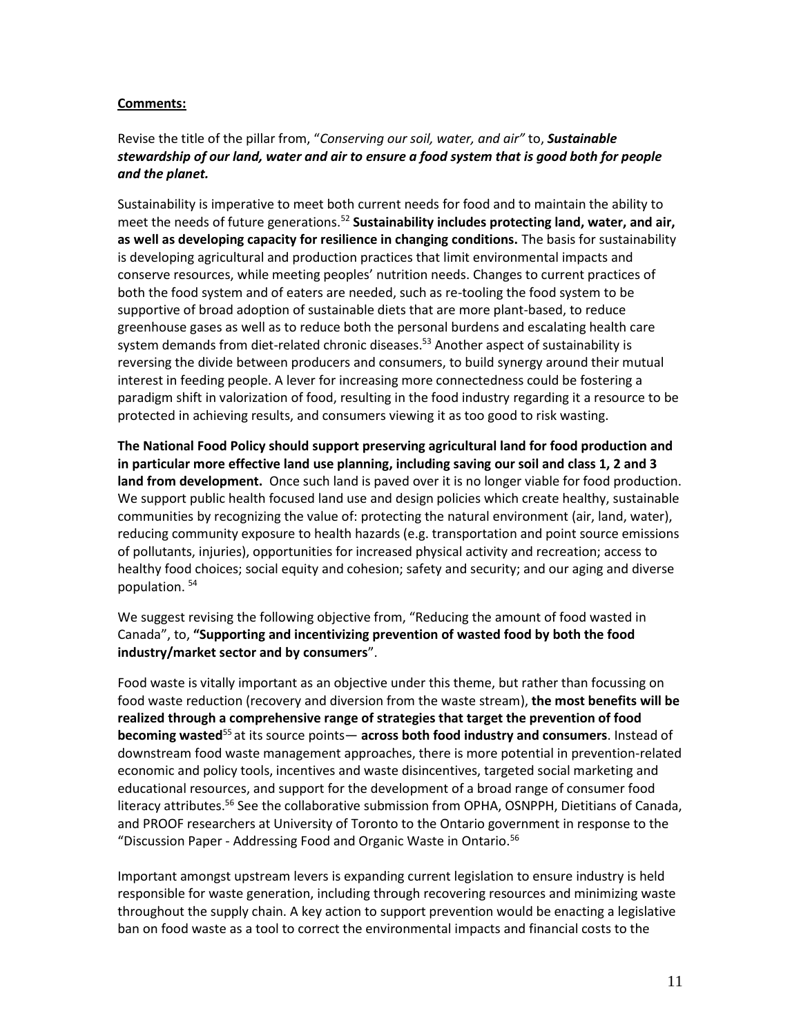**Comments:**

Revise the title of the pillar from, "*Conserving our soil, water, and air"* to, ***Sustainable stewardship of our land, water and air to ensure a food system that is good both for people and the planet.***

Sustainability is imperative to meet both current needs for food and to maintain the ability to meet the needs of future generations.[52] **Sustainability includes protecting land, water, and air, as well as developing capacity for resilience in changing conditions.** The basis for sustainability is developing agricultural and production practices that limit environmental impacts and conserve resources, while meeting peoples' nutrition needs. Changes to current practices of both the food system and of eaters are needed, such as re-tooling the food system to be supportive of broad adoption of sustainable diets that are more plant-based, to reduce greenhouse gases as well as to reduce both the personal burdens and escalating health care system demands from diet-related chronic diseases.[53] Another aspect of sustainability is reversing the divide between producers and consumers, to build synergy around their mutual interest in feeding people. A lever for increasing more connectedness could be fostering a paradigm shift in valorization of food, resulting in the food industry regarding it a resource to be protected in achieving results, and consumers viewing it as too good to risk wasting.

**The National Food Policy should support preserving agricultural land for food production and in particular more effective land use planning, including saving our soil and class 1, 2 and 3 land from development.** Once such land is paved over it is no longer viable for food production. We support public health focused land use and design policies which create healthy, sustainable communities by recognizing the value of: protecting the natural environment (air, land, water), reducing community exposure to health hazards (e.g. transportation and point source emissions of pollutants, injuries), opportunities for increased physical activity and recreation; access to healthy food choices; social equity and cohesion; safety and security; and our aging and diverse population. [54]

We suggest revising the following objective from, "Reducing the amount of food wasted in Canada", to, **"Supporting and incentivizing prevention of wasted food by both the food industry/market sector and by consumers**".

Food waste is vitally important as an objective under this theme, but rather than focussing on food waste reduction (recovery and diversion from the waste stream), **the most benefits will be realized through a comprehensive range of strategies that target the prevention of food becoming wasted**[55] at its source points— **across both food industry and consumers**. Instead of downstream food waste management approaches, there is more potential in prevention-related economic and policy tools, incentives and waste disincentives, targeted social marketing and educational resources, and support for the development of a broad range of consumer food literacy attributes.[56] See the collaborative submission from OPHA, OSNPPH, Dietitians of Canada, and PROOF researchers at University of Toronto to the Ontario government in response to the "Discussion Paper - Addressing Food and Organic Waste in Ontario.[56]

Important amongst upstream levers is expanding current legislation to ensure industry is held responsible for waste generation, including through recovering resources and minimizing waste throughout the supply chain. A key action to support prevention would be enacting a legislative ban on food waste as a tool to correct the environmental impacts and financial costs to the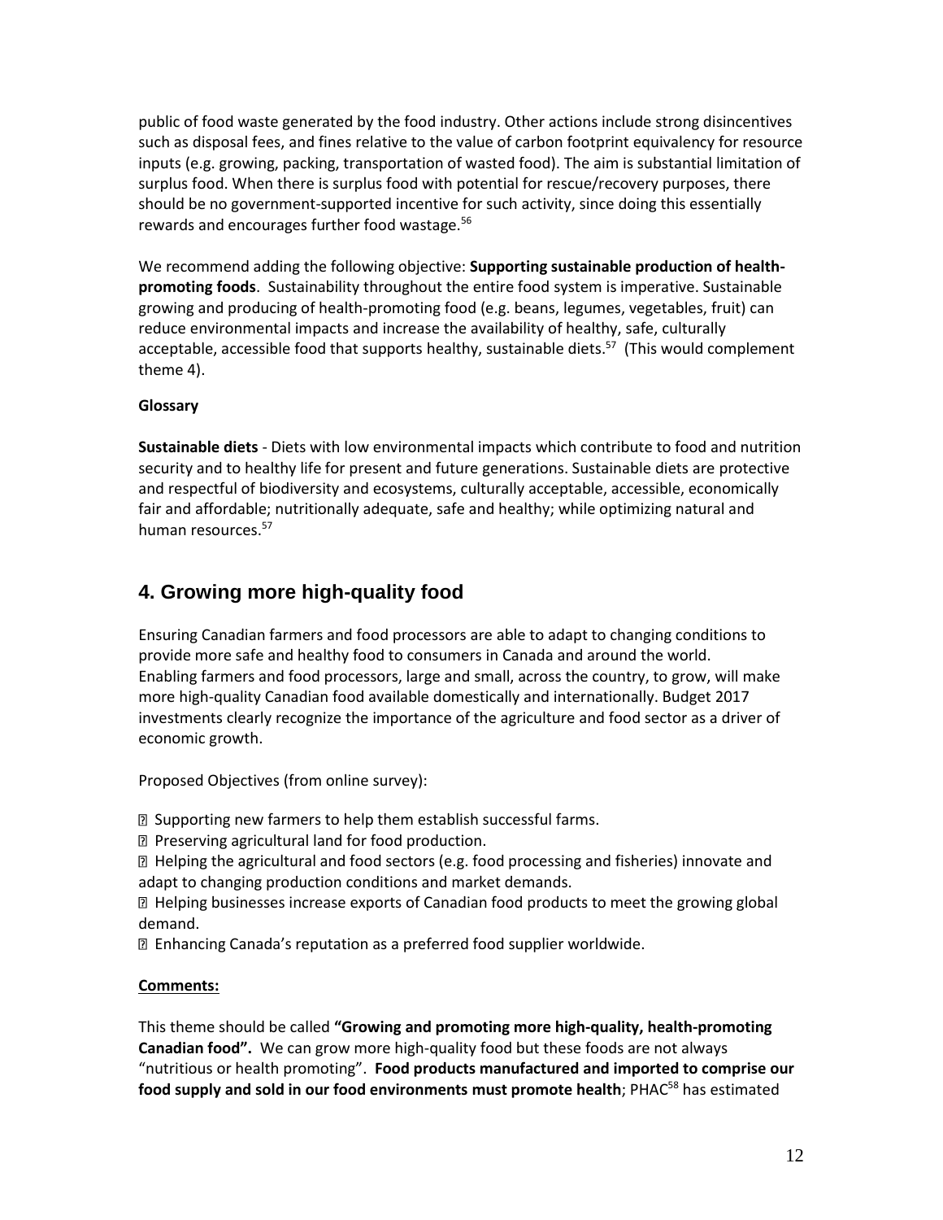public of food waste generated by the food industry. Other actions include strong disincentives such as disposal fees, and fines relative to the value of carbon footprint equivalency for resource inputs (e.g. growing, packing, transportation of wasted food). The aim is substantial limitation of surplus food. When there is surplus food with potential for rescue/recovery purposes, there should be no government-supported incentive for such activity, since doing this essentially rewards and encourages further food wastage.[56]

We recommend adding the following objective: **Supporting sustainable production of health-promoting foods**. Sustainability throughout the entire food system is imperative. Sustainable growing and producing of health-promoting food (e.g. beans, legumes, vegetables, fruit) can reduce environmental impacts and increase the availability of healthy, safe, culturally acceptable, accessible food that supports healthy, sustainable diets.[57] (This would complement theme 4).

**Glossary**

**Sustainable diets** - Diets with low environmental impacts which contribute to food and nutrition security and to healthy life for present and future generations. Sustainable diets are protective and respectful of biodiversity and ecosystems, culturally acceptable, accessible, economically fair and affordable; nutritionally adequate, safe and healthy; while optimizing natural and human resources.[57]

## 4. Growing more high-quality food

Ensuring Canadian farmers and food processors are able to adapt to changing conditions to provide more safe and healthy food to consumers in Canada and around the world. Enabling farmers and food processors, large and small, across the country, to grow, will make more high-quality Canadian food available domestically and internationally. Budget 2017 investments clearly recognize the importance of the agriculture and food sector as a driver of economic growth.

Proposed Objectives (from online survey):

- Supporting new farmers to help them establish successful farms.
- Preserving agricultural land for food production.
- Helping the agricultural and food sectors (e.g. food processing and fisheries) innovate and adapt to changing production conditions and market demands.
- Helping businesses increase exports of Canadian food products to meet the growing global demand.
- Enhancing Canada's reputation as a preferred food supplier worldwide.

**Comments:**

This theme should be called **"Growing and promoting more high-quality, health-promoting Canadian food".** We can grow more high-quality food but these foods are not always "nutritious or health promoting". **Food products manufactured and imported to comprise our food supply and sold in our food environments must promote health**; PHAC[58] has estimated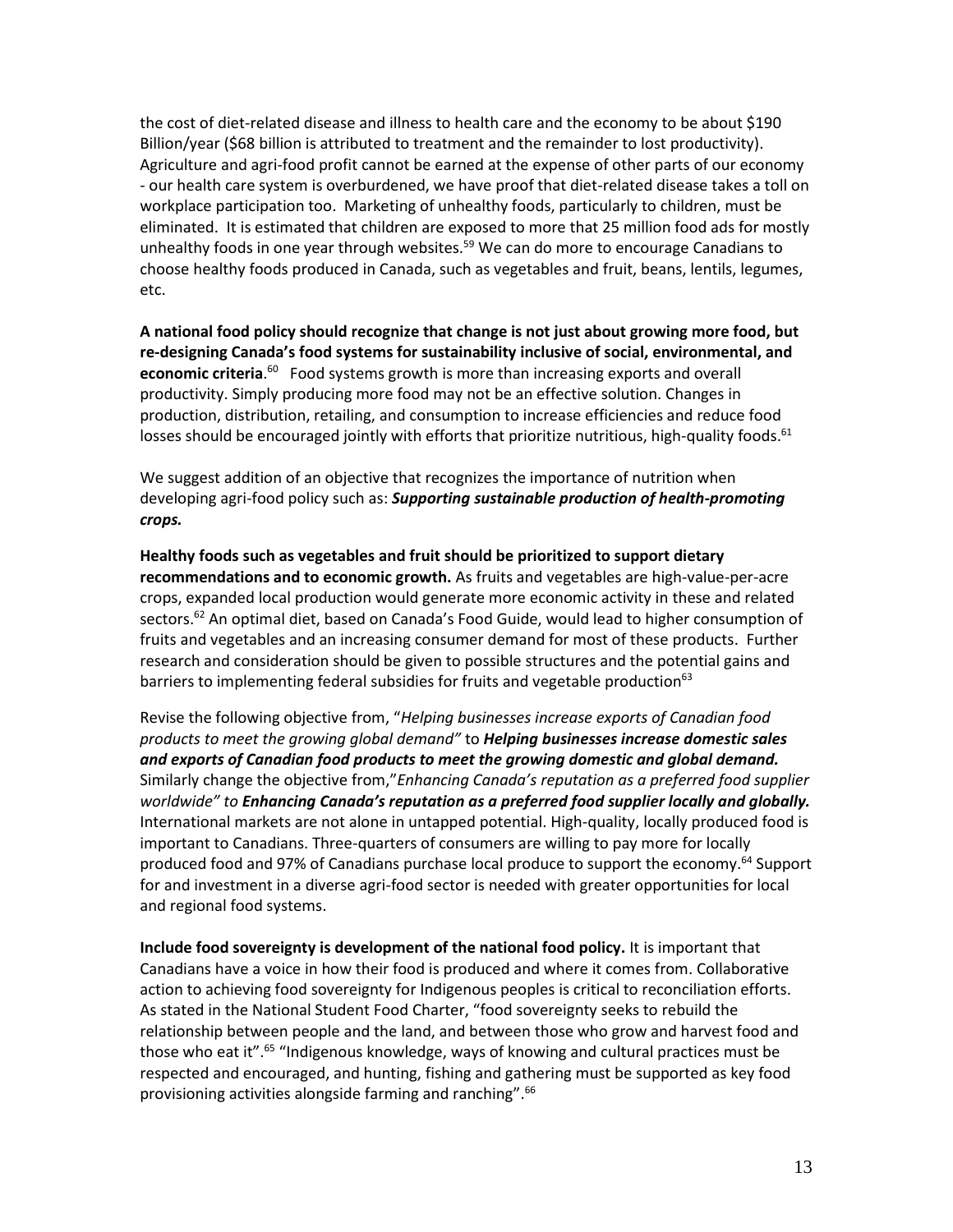the cost of diet-related disease and illness to health care and the economy to be about $190 Billion/year ($68 billion is attributed to treatment and the remainder to lost productivity). Agriculture and agri-food profit cannot be earned at the expense of other parts of our economy - our health care system is overburdened, we have proof that diet-related disease takes a toll on workplace participation too. Marketing of unhealthy foods, particularly to children, must be eliminated. It is estimated that children are exposed to more that 25 million food ads for mostly unhealthy foods in one year through websites.[59] We can do more to encourage Canadians to choose healthy foods produced in Canada, such as vegetables and fruit, beans, lentils, legumes, etc.

**A national food policy should recognize that change is not just about growing more food, but re-designing Canada's food systems for sustainability inclusive of social, environmental, and economic criteria**.[60] Food systems growth is more than increasing exports and overall productivity. Simply producing more food may not be an effective solution. Changes in production, distribution, retailing, and consumption to increase efficiencies and reduce food losses should be encouraged jointly with efforts that prioritize nutritious, high-quality foods.[61]

We suggest addition of an objective that recognizes the importance of nutrition when developing agri-food policy such as: ***Supporting sustainable production of health-promoting crops.***

**Healthy foods such as vegetables and fruit should be prioritized to support dietary recommendations and to economic growth.** As fruits and vegetables are high-value-per-acre crops, expanded local production would generate more economic activity in these and related sectors.[62] An optimal diet, based on Canada's Food Guide, would lead to higher consumption of fruits and vegetables and an increasing consumer demand for most of these products. Further research and consideration should be given to possible structures and the potential gains and barriers to implementing federal subsidies for fruits and vegetable production[63]

Revise the following objective from, "*Helping businesses increase exports of Canadian food products to meet the growing global demand"* to ***Helping businesses increase domestic sales and exports of Canadian food products to meet the growing domestic and global demand.*** Similarly change the objective from,"*Enhancing Canada's reputation as a preferred food supplier worldwide" to* ***Enhancing Canada's reputation as a preferred food supplier locally and globally.*** International markets are not alone in untapped potential. High-quality, locally produced food is important to Canadians. Three-quarters of consumers are willing to pay more for locally produced food and 97% of Canadians purchase local produce to support the economy.[64] Support for and investment in a diverse agri-food sector is needed with greater opportunities for local and regional food systems.

**Include food sovereignty is development of the national food policy.** It is important that Canadians have a voice in how their food is produced and where it comes from. Collaborative action to achieving food sovereignty for Indigenous peoples is critical to reconciliation efforts. As stated in the National Student Food Charter, "food sovereignty seeks to rebuild the relationship between people and the land, and between those who grow and harvest food and those who eat it".[65] "Indigenous knowledge, ways of knowing and cultural practices must be respected and encouraged, and hunting, fishing and gathering must be supported as key food provisioning activities alongside farming and ranching".[66]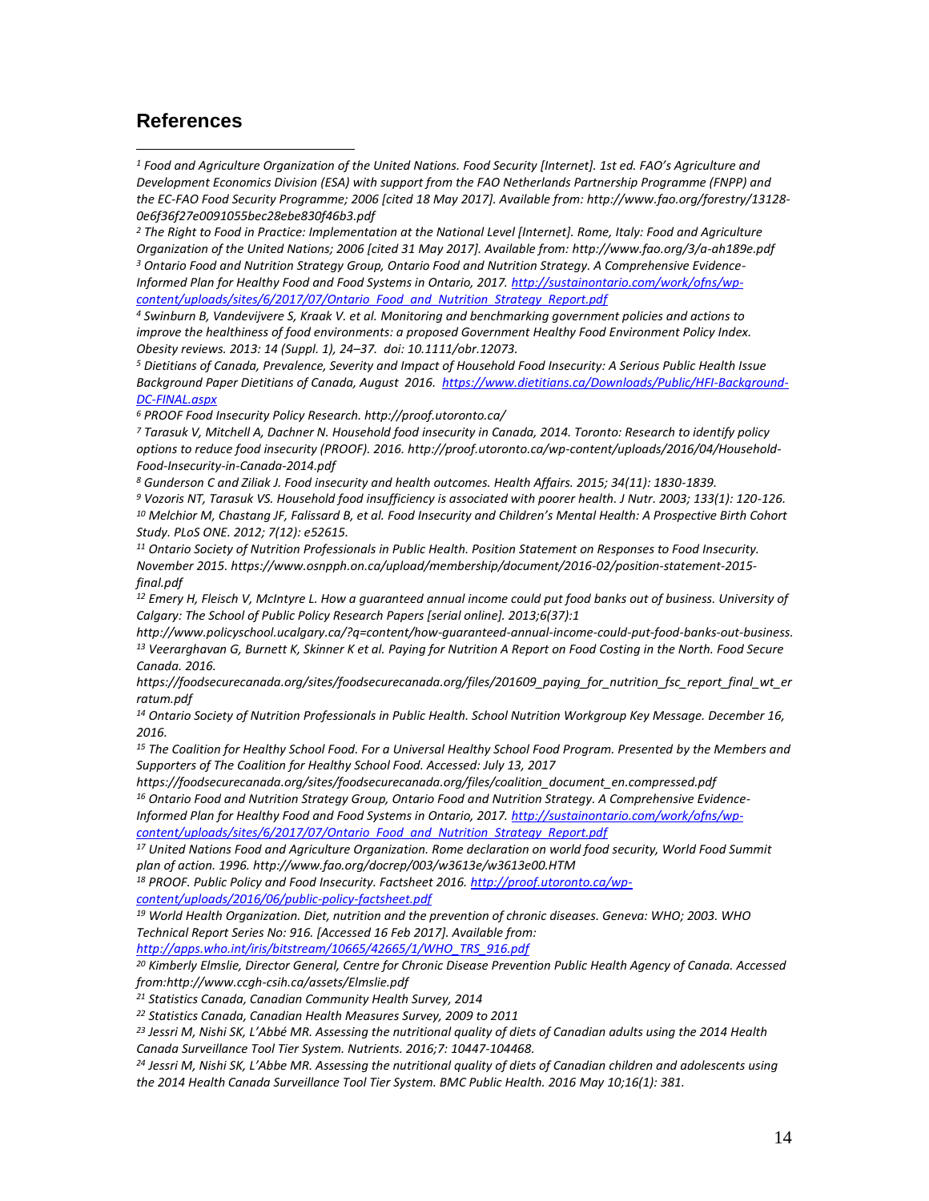## References

*[1] Food and Agriculture Organization of the United Nations. Food Security [Internet]. 1st ed. FAO's Agriculture and Development Economics Division (ESA) with support from the FAO Netherlands Partnership Programme (FNPP) and the EC-FAO Food Security Programme; 2006 [cited 18 May 2017]. Available from: http://www.fao.org/forestry/13128-0e6f36f27e0091055bec28ebe830f46b3.pdf*

*[2] The Right to Food in Practice: Implementation at the National Level [Internet]. Rome, Italy: Food and Agriculture Organization of the United Nations; 2006 [cited 31 May 2017]. Available from: http://www.fao.org/3/a-ah189e.pdf*

*[3] Ontario Food and Nutrition Strategy Group, Ontario Food and Nutrition Strategy. A Comprehensive Evidence-Informed Plan for Healthy Food and Food Systems in Ontario, 2017. http://sustainontario.com/work/ofns/wp-content/uploads/sites/6/2017/07/Ontario_Food_and_Nutrition_Strategy_Report.pdf*

*[4] Swinburn B, Vandevijvere S, Kraak V. et al. Monitoring and benchmarking government policies and actions to improve the healthiness of food environments: a proposed Government Healthy Food Environment Policy Index. Obesity reviews. 2013: 14 (Suppl. 1), 24–37. doi: 10.1111/obr.12073.*

*[5] Dietitians of Canada, Prevalence, Severity and Impact of Household Food Insecurity: A Serious Public Health Issue Background Paper Dietitians of Canada, August 2016. https://www.dietitians.ca/Downloads/Public/HFI-Background-DC-FINAL.aspx*

*[6] PROOF Food Insecurity Policy Research. http://proof.utoronto.ca/*

*[7] Tarasuk V, Mitchell A, Dachner N. Household food insecurity in Canada, 2014. Toronto: Research to identify policy options to reduce food insecurity (PROOF). 2016. http://proof.utoronto.ca/wp-content/uploads/2016/04/Household-Food-Insecurity-in-Canada-2014.pdf*

*[8] Gunderson C and Ziliak J. Food insecurity and health outcomes. Health Affairs. 2015; 34(11): 1830-1839.*

*[9] Vozoris NT, Tarasuk VS. Household food insufficiency is associated with poorer health. J Nutr. 2003; 133(1): 120-126.*

*[10] Melchior M, Chastang JF, Falissard B, et al. Food Insecurity and Children's Mental Health: A Prospective Birth Cohort Study. PLoS ONE. 2012; 7(12): e52615.*

*[11] Ontario Society of Nutrition Professionals in Public Health. Position Statement on Responses to Food Insecurity. November 2015. https://www.osnpph.on.ca/upload/membership/document/2016-02/position-statement-2015-final.pdf*

*[12] Emery H, Fleisch V, McIntyre L. How a guaranteed annual income could put food banks out of business. University of Calgary: The School of Public Policy Research Papers [serial online]. 2013;6(37):1 http://www.policyschool.ucalgary.ca/?q=content/how-guaranteed-annual-income-could-put-food-banks-out-business.*

*[13] Veerarghavan G, Burnett K, Skinner K et al. Paying for Nutrition A Report on Food Costing in the North. Food Secure Canada. 2016. https://foodsecurecanada.org/sites/foodsecurecanada.org/files/201609_paying_for_nutrition_fsc_report_final_wt_erratum.pdf*

*[14] Ontario Society of Nutrition Professionals in Public Health. School Nutrition Workgroup Key Message. December 16, 2016.*

*[15] The Coalition for Healthy School Food. For a Universal Healthy School Food Program. Presented by the Members and Supporters of The Coalition for Healthy School Food. Accessed: July 13, 2017 https://foodsecurecanada.org/sites/foodsecurecanada.org/files/coalition_document_en.compressed.pdf*

*[16] Ontario Food and Nutrition Strategy Group, Ontario Food and Nutrition Strategy. A Comprehensive Evidence-Informed Plan for Healthy Food and Food Systems in Ontario, 2017. http://sustainontario.com/work/ofns/wp-content/uploads/sites/6/2017/07/Ontario_Food_and_Nutrition_Strategy_Report.pdf*

*[17] United Nations Food and Agriculture Organization. Rome declaration on world food security, World Food Summit plan of action. 1996. http://www.fao.org/docrep/003/w3613e/w3613e00.HTM*

*[18] PROOF. Public Policy and Food Insecurity. Factsheet 2016. http://proof.utoronto.ca/wp-content/uploads/2016/06/public-policy-factsheet.pdf*

*[19] World Health Organization. Diet, nutrition and the prevention of chronic diseases. Geneva: WHO; 2003. WHO Technical Report Series No: 916. [Accessed 16 Feb 2017]. Available from: http://apps.who.int/iris/bitstream/10665/42665/1/WHO_TRS_916.pdf*

*[20] Kimberly Elmslie, Director General, Centre for Chronic Disease Prevention Public Health Agency of Canada. Accessed from:http://www.ccgh-csih.ca/assets/Elmslie.pdf*

*[21] Statistics Canada, Canadian Community Health Survey, 2014*

*[22] Statistics Canada, Canadian Health Measures Survey, 2009 to 2011*

*[23] Jessri M, Nishi SK, L'Abbé MR. Assessing the nutritional quality of diets of Canadian adults using the 2014 Health Canada Surveillance Tool Tier System. Nutrients. 2016;7: 10447-104468.*

*[24] Jessri M, Nishi SK, L'Abbe MR. Assessing the nutritional quality of diets of Canadian children and adolescents using the 2014 Health Canada Surveillance Tool Tier System. BMC Public Health. 2016 May 10;16(1): 381.*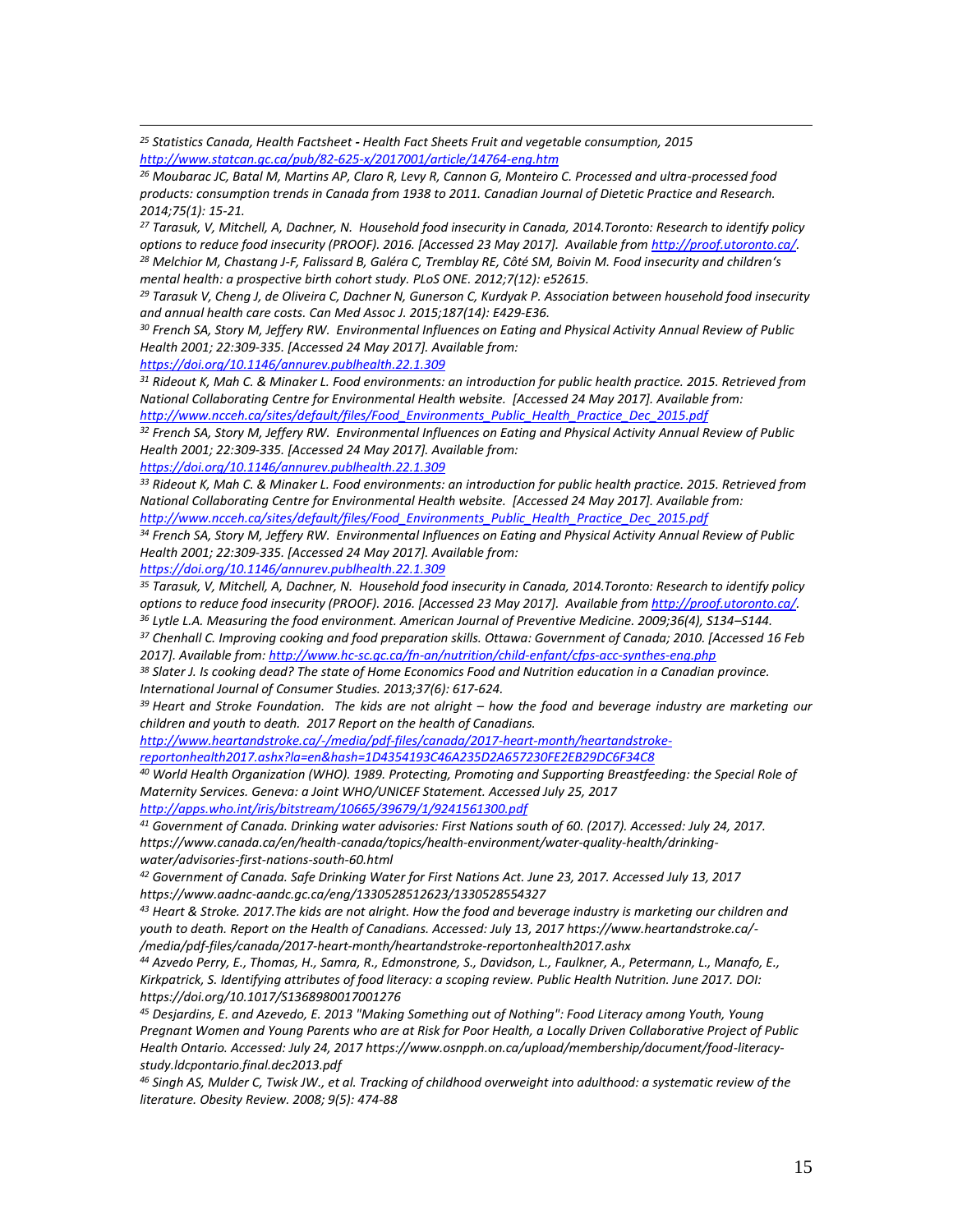*[25] Statistics Canada, Health Factsheet - Health Fact Sheets Fruit and vegetable consumption, 2015 http://www.statcan.gc.ca/pub/82-625-x/2017001/article/14764-eng.htm*

*[26] Moubarac JC, Batal M, Martins AP, Claro R, Levy R, Cannon G, Monteiro C. Processed and ultra-processed food products: consumption trends in Canada from 1938 to 2011. Canadian Journal of Dietetic Practice and Research. 2014;75(1): 15-21.*

*[27] Tarasuk, V, Mitchell, A, Dachner, N. Household food insecurity in Canada, 2014.Toronto: Research to identify policy options to reduce food insecurity (PROOF). 2016. [Accessed 23 May 2017]. Available from http://proof.utoronto.ca/.*

*[28] Melchior M, Chastang J-F, Falissard B, Galéra C, Tremblay RE, Côté SM, Boivin M. Food insecurity and children's mental health: a prospective birth cohort study. PLoS ONE. 2012;7(12): e52615.*

*[29] Tarasuk V, Cheng J, de Oliveira C, Dachner N, Gunerson C, Kurdyak P. Association between household food insecurity and annual health care costs. Can Med Assoc J. 2015;187(14): E429-E36.*

*[30] French SA, Story M, Jeffery RW. Environmental Influences on Eating and Physical Activity Annual Review of Public Health 2001; 22:309-335. [Accessed 24 May 2017]. Available from: https://doi.org/10.1146/annurev.publhealth.22.1.309*

*[31] Rideout K, Mah C. & Minaker L. Food environments: an introduction for public health practice. 2015. Retrieved from National Collaborating Centre for Environmental Health website. [Accessed 24 May 2017]. Available from: http://www.ncceh.ca/sites/default/files/Food_Environments_Public_Health_Practice_Dec_2015.pdf*

*[32] French SA, Story M, Jeffery RW. Environmental Influences on Eating and Physical Activity Annual Review of Public Health 2001; 22:309-335. [Accessed 24 May 2017]. Available from: https://doi.org/10.1146/annurev.publhealth.22.1.309*

*[33] Rideout K, Mah C. & Minaker L. Food environments: an introduction for public health practice. 2015. Retrieved from National Collaborating Centre for Environmental Health website. [Accessed 24 May 2017]. Available from: http://www.ncceh.ca/sites/default/files/Food_Environments_Public_Health_Practice_Dec_2015.pdf*

*[34] French SA, Story M, Jeffery RW. Environmental Influences on Eating and Physical Activity Annual Review of Public Health 2001; 22:309-335. [Accessed 24 May 2017]. Available from: https://doi.org/10.1146/annurev.publhealth.22.1.309*

*[35] Tarasuk, V, Mitchell, A, Dachner, N. Household food insecurity in Canada, 2014.Toronto: Research to identify policy options to reduce food insecurity (PROOF). 2016. [Accessed 23 May 2017]. Available from http://proof.utoronto.ca/.*

*[36] Lytle L.A. Measuring the food environment. American Journal of Preventive Medicine. 2009;36(4), S134–S144.*

*[37] Chenhall C. Improving cooking and food preparation skills. Ottawa: Government of Canada; 2010. [Accessed 16 Feb 2017]. Available from: http://www.hc-sc.gc.ca/fn-an/nutrition/child-enfant/cfps-acc-synthes-eng.php*

*[38] Slater J. Is cooking dead? The state of Home Economics Food and Nutrition education in a Canadian province. International Journal of Consumer Studies. 2013;37(6): 617-624.*

*[39] Heart and Stroke Foundation. The kids are not alright – how the food and beverage industry are marketing our children and youth to death. 2017 Report on the health of Canadians. http://www.heartandstroke.ca/-/media/pdf-files/canada/2017-heart-month/heartandstroke-reportonhealth2017.ashx?la=en&hash=1D4354193C46A235D2A657230FE2EB29DC6F34C8*

*[40] World Health Organization (WHO). 1989. Protecting, Promoting and Supporting Breastfeeding: the Special Role of Maternity Services. Geneva: a Joint WHO/UNICEF Statement. Accessed July 25, 2017 http://apps.who.int/iris/bitstream/10665/39679/1/9241561300.pdf*

*[41] Government of Canada. Drinking water advisories: First Nations south of 60. (2017). Accessed: July 24, 2017. https://www.canada.ca/en/health-canada/topics/health-environment/water-quality-health/drinking-water/advisories-first-nations-south-60.html*

*[42] Government of Canada. Safe Drinking Water for First Nations Act. June 23, 2017. Accessed July 13, 2017 https://www.aadnc-aandc.gc.ca/eng/1330528512623/1330528554327*

*[43] Heart & Stroke. 2017.The kids are not alright. How the food and beverage industry is marketing our children and youth to death. Report on the Health of Canadians. Accessed: July 13, 2017 https://www.heartandstroke.ca/-/media/pdf-files/canada/2017-heart-month/heartandstroke-reportonhealth2017.ashx*

*[44] Azvedo Perry, E., Thomas, H., Samra, R., Edmonstrone, S., Davidson, L., Faulkner, A., Petermann, L., Manafo, E., Kirkpatrick, S. Identifying attributes of food literacy: a scoping review. Public Health Nutrition. June 2017. DOI: https://doi.org/10.1017/S1368980017001276*

*[45] Desjardins, E. and Azevedo, E. 2013 "Making Something out of Nothing": Food Literacy among Youth, Young Pregnant Women and Young Parents who are at Risk for Poor Health, a Locally Driven Collaborative Project of Public Health Ontario. Accessed: July 24, 2017 https://www.osnpph.on.ca/upload/membership/document/food-literacy-study.ldcpontario.final.dec2013.pdf*

*[46] Singh AS, Mulder C, Twisk JW., et al. Tracking of childhood overweight into adulthood: a systematic review of the literature. Obesity Review. 2008; 9(5): 474-88*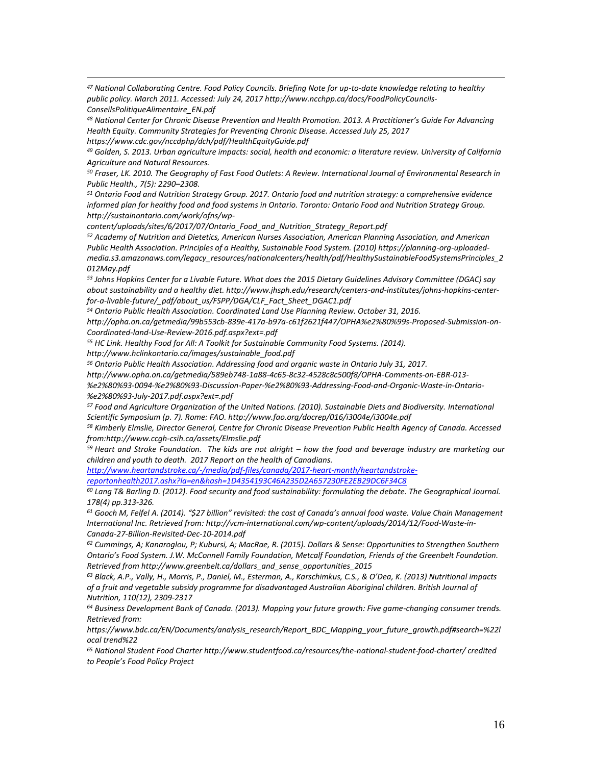*[47] National Collaborating Centre. Food Policy Councils. Briefing Note for up-to-date knowledge relating to healthy public policy. March 2011. Accessed: July 24, 2017 http://www.ncchpp.ca/docs/FoodPolicyCouncils-ConseilsPolitiqueAlimentaire_EN.pdf*

*[48] National Center for Chronic Disease Prevention and Health Promotion. 2013. A Practitioner's Guide For Advancing Health Equity. Community Strategies for Preventing Chronic Disease. Accessed July 25, 2017 https://www.cdc.gov/nccdphp/dch/pdf/HealthEquityGuide.pdf*

*[49] Golden, S. 2013. Urban agriculture impacts: social, health and economic: a literature review. University of California Agriculture and Natural Resources.*

*[50] Fraser, LK. 2010. The Geography of Fast Food Outlets: A Review. International Journal of Environmental Research in Public Health., 7(5): 2290–2308.*

*[51] Ontario Food and Nutrition Strategy Group. 2017. Ontario food and nutrition strategy: a comprehensive evidence informed plan for healthy food and food systems in Ontario. Toronto: Ontario Food and Nutrition Strategy Group. http://sustainontario.com/work/ofns/wp-content/uploads/sites/6/2017/07/Ontario_Food_and_Nutrition_Strategy_Report.pdf*

*[52] Academy of Nutrition and Dietetics, American Nurses Association, American Planning Association, and American Public Health Association. Principles of a Healthy, Sustainable Food System. (2010) https://planning-org-uploaded-media.s3.amazonaws.com/legacy_resources/nationalcenters/health/pdf/HealthySustainableFoodSystemsPrinciples_2012May.pdf*

*[53] Johns Hopkins Center for a Livable Future. What does the 2015 Dietary Guidelines Advisory Committee (DGAC) say about sustainability and a healthy diet. http://www.jhsph.edu/research/centers-and-institutes/johns-hopkins-center-for-a-livable-future/_pdf/about_us/FSPP/DGA/CLF_Fact_Sheet_DGAC1.pdf*

*[54] Ontario Public Health Association. Coordinated Land Use Planning Review. October 31, 2016. http://opha.on.ca/getmedia/99b553cb-839e-417a-b97a-c61f2621f447/OPHA%e2%80%99s-Proposed-Submission-on-Coordinated-land-Use-Review-2016.pdf.aspx?ext=.pdf*

*[55] HC Link. Healthy Food for All: A Toolkit for Sustainable Community Food Systems. (2014). http://www.hclinkontario.ca/images/sustainable_food.pdf*

*[56] Ontario Public Health Association. Addressing food and organic waste in Ontario July 31, 2017. http://www.opha.on.ca/getmedia/589eb748-1a88-4c65-8c32-4528c8c500f8/OPHA-Comments-on-EBR-013-%e2%80%93-0094-%e2%80%93-Discussion-Paper-%e2%80%93-Addressing-Food-and-Organic-Waste-in-Ontario-%e2%80%93-July-2017.pdf.aspx?ext=.pdf*

*[57] Food and Agriculture Organization of the United Nations. (2010). Sustainable Diets and Biodiversity. International Scientific Symposium (p. 7). Rome: FAO. http://www.fao.org/docrep/016/i3004e/i3004e.pdf*

*[58] Kimberly Elmslie, Director General, Centre for Chronic Disease Prevention Public Health Agency of Canada. Accessed from:http://www.ccgh-csih.ca/assets/Elmslie.pdf*

*[59] Heart and Stroke Foundation. The kids are not alright – how the food and beverage industry are marketing our children and youth to death. 2017 Report on the health of Canadians. http://www.heartandstroke.ca/-/media/pdf-files/canada/2017-heart-month/heartandstroke-reportonhealth2017.ashx?la=en&hash=1D4354193C46A235D2A657230FE2EB29DC6F34C8*

*[60] Lang T& Barling D. (2012). Food security and food sustainability: formulating the debate. The Geographical Journal. 178(4) pp.313-326.*

*[61] Gooch M, Felfel A. (2014). "$27 billion" revisited: the cost of Canada's annual food waste. Value Chain Management International Inc. Retrieved from: http://vcm-international.com/wp-content/uploads/2014/12/Food-Waste-in-Canada-27-Billion-Revisited-Dec-10-2014.pdf*

*[62] Cummings, A; Kanaroglou, P; Kubursi, A; MacRae, R. (2015). Dollars & Sense: Opportunities to Strengthen Southern Ontario's Food System. J.W. McConnell Family Foundation, Metcalf Foundation, Friends of the Greenbelt Foundation. Retrieved from http://www.greenbelt.ca/dollars_and_sense_opportunities_2015*

*[63] Black, A.P., Vally, H., Morris, P., Daniel, M., Esterman, A., Karschimkus, C.S., & O'Dea, K. (2013) Nutritional impacts of a fruit and vegetable subsidy programme for disadvantaged Australian Aboriginal children. British Journal of Nutrition, 110(12), 2309-2317*

*[64] Business Development Bank of Canada. (2013). Mapping your future growth: Five game-changing consumer trends. Retrieved from: https://www.bdc.ca/EN/Documents/analysis_research/Report_BDC_Mapping_your_future_growth.pdf#search=%22local trend%22*

*[65] National Student Food Charter http://www.studentfood.ca/resources/the-national-student-food-charter/ credited to People's Food Policy Project*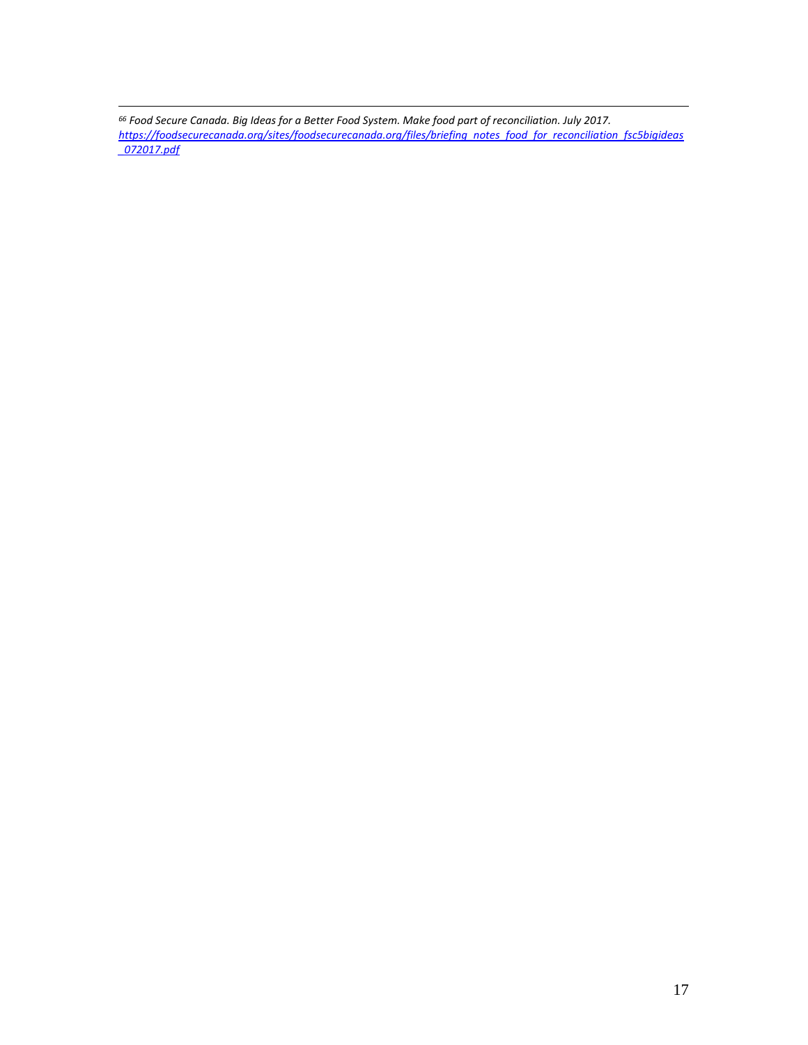[66] *Food Secure Canada. Big Ideas for a Better Food System. Make food part of reconciliation. July 2017.* *https://foodsecurecanada.org/sites/foodsecurecanada.org/files/briefing_notes_food_for_reconciliation_fsc5bigideas_072017.pdf*